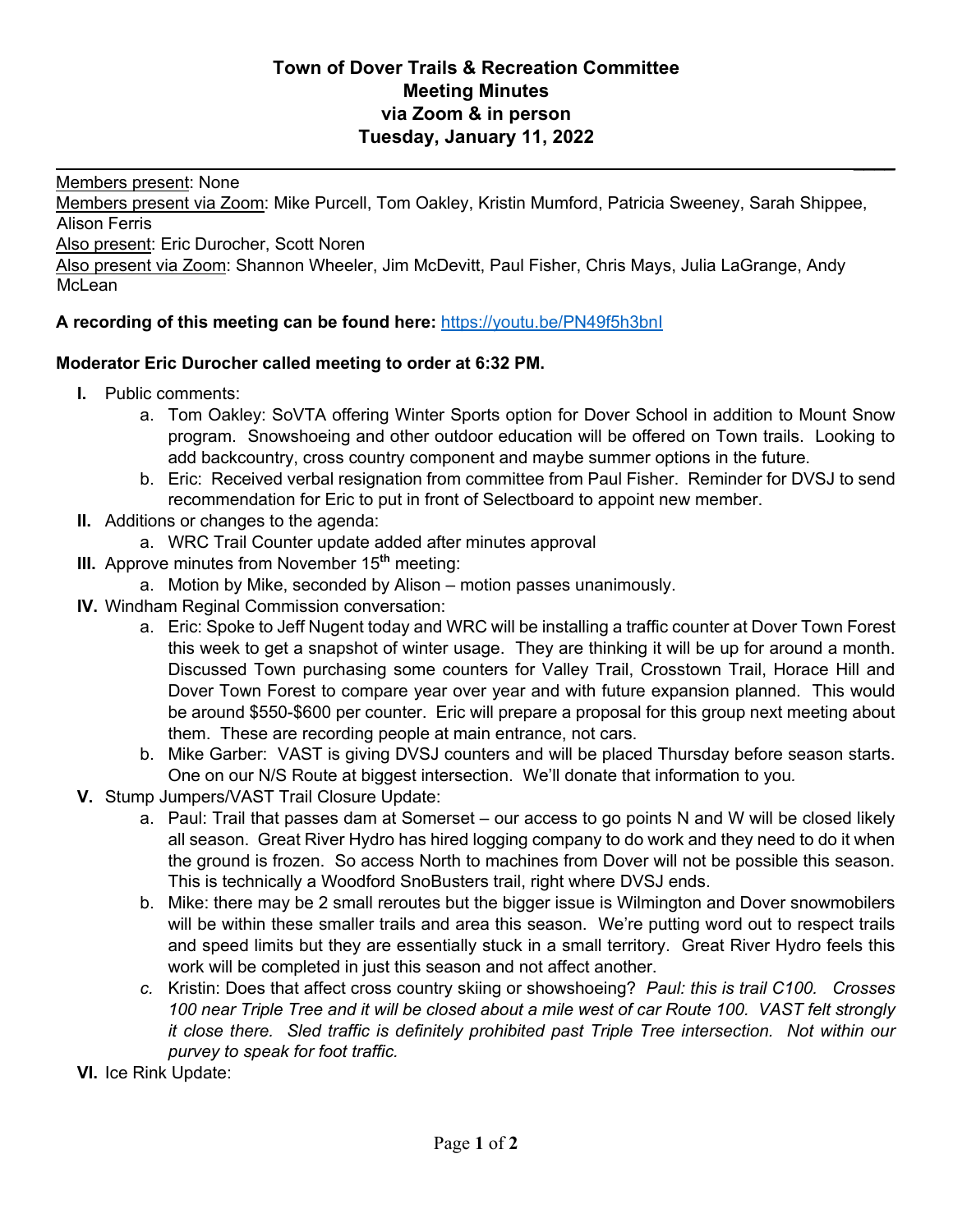# Town of Dover Trails & Recreation Committee
## Meeting Minutes
## via Zoom & in person
## Tuesday, January 11, 2022

Members present: None
Members present via Zoom: Mike Purcell, Tom Oakley, Kristin Mumford, Patricia Sweeney, Sarah Shippee, Alison Ferris
Also present: Eric Durocher, Scott Noren
Also present via Zoom: Shannon Wheeler, Jim McDevitt, Paul Fisher, Chris Mays, Julia LaGrange, Andy McLean

**A recording of this meeting can be found here:** https://youtu.be/PN49f5h3bnI

**Moderator Eric Durocher called meeting to order at 6:32 PM.**

- **I.** Public comments:
  - a. Tom Oakley: SoVTA offering Winter Sports option for Dover School in addition to Mount Snow program. Snowshoeing and other outdoor education will be offered on Town trails. Looking to add backcountry, cross country component and maybe summer options in the future.
  - b. Eric: Received verbal resignation from committee from Paul Fisher. Reminder for DVSJ to send recommendation for Eric to put in front of Selectboard to appoint new member.
- **II.** Additions or changes to the agenda:
  - a. WRC Trail Counter update added after minutes approval
- **III.** Approve minutes from November 15th meeting:
  - a. Motion by Mike, seconded by Alison – motion passes unanimously.
- **IV.** Windham Reginal Commission conversation:
  - a. Eric: Spoke to Jeff Nugent today and WRC will be installing a traffic counter at Dover Town Forest this week to get a snapshot of winter usage. They are thinking it will be up for around a month. Discussed Town purchasing some counters for Valley Trail, Crosstown Trail, Horace Hill and Dover Town Forest to compare year over year and with future expansion planned. This would be around $550-$600 per counter. Eric will prepare a proposal for this group next meeting about them. These are recording people at main entrance, not cars.
  - b. Mike Garber: VAST is giving DVSJ counters and will be placed Thursday before season starts. One on our N/S Route at biggest intersection. We'll donate that information to you.
- **V.** Stump Jumpers/VAST Trail Closure Update:
  - a. Paul: Trail that passes dam at Somerset – our access to go points N and W will be closed likely all season. Great River Hydro has hired logging company to do work and they need to do it when the ground is frozen. So access North to machines from Dover will not be possible this season. This is technically a Woodford SnoBusters trail, right where DVSJ ends.
  - b. Mike: there may be 2 small reroutes but the bigger issue is Wilmington and Dover snowmobilers will be within these smaller trails and area this season. We're putting word out to respect trails and speed limits but they are essentially stuck in a small territory. Great River Hydro feels this work will be completed in just this season and not affect another.
  - c. Kristin: Does that affect cross country skiing or showshoeing? *Paul: this is trail C100. Crosses 100 near Triple Tree and it will be closed about a mile west of car Route 100. VAST felt strongly it close there. Sled traffic is definitely prohibited past Triple Tree intersection. Not within our purvey to speak for foot traffic.*
- **VI.** Ice Rink Update: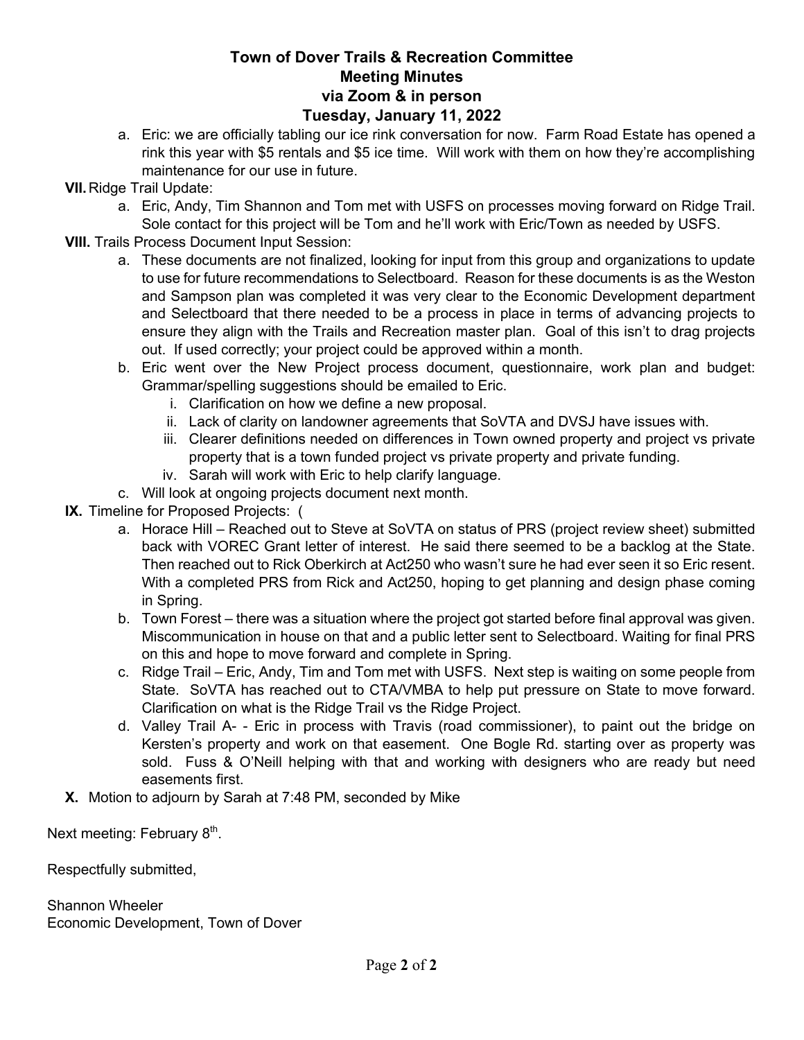# Town of Dover Trails & Recreation Committee
## Meeting Minutes
## via Zoom & in person
## Tuesday, January 11, 2022

a. Eric: we are officially tabling our ice rink conversation for now. Farm Road Estate has opened a rink this year with $5 rentals and $5 ice time. Will work with them on how they're accomplishing maintenance for our use in future.

**VII.** Ridge Trail Update:

a. Eric, Andy, Tim Shannon and Tom met with USFS on processes moving forward on Ridge Trail. Sole contact for this project will be Tom and he'll work with Eric/Town as needed by USFS.

**VIII.** Trails Process Document Input Session:

a. These documents are not finalized, looking for input from this group and organizations to update to use for future recommendations to Selectboard. Reason for these documents is as the Weston and Sampson plan was completed it was very clear to the Economic Development department and Selectboard that there needed to be a process in place in terms of advancing projects to ensure they align with the Trails and Recreation master plan. Goal of this isn't to drag projects out. If used correctly; your project could be approved within a month.

b. Eric went over the New Project process document, questionnaire, work plan and budget: Grammar/spelling suggestions should be emailed to Eric.
   - i. Clarification on how we define a new proposal.
   - ii. Lack of clarity on landowner agreements that SoVTA and DVSJ have issues with.
   - iii. Clearer definitions needed on differences in Town owned property and project vs private property that is a town funded project vs private property and private funding.
   - iv. Sarah will work with Eric to help clarify language.

c. Will look at ongoing projects document next month.

**IX.** Timeline for Proposed Projects: (

a. Horace Hill – Reached out to Steve at SoVTA on status of PRS (project review sheet) submitted back with VOREC Grant letter of interest. He said there seemed to be a backlog at the State. Then reached out to Rick Oberkirch at Act250 who wasn't sure he had ever seen it so Eric resent. With a completed PRS from Rick and Act250, hoping to get planning and design phase coming in Spring.

b. Town Forest – there was a situation where the project got started before final approval was given. Miscommunication in house on that and a public letter sent to Selectboard. Waiting for final PRS on this and hope to move forward and complete in Spring.

c. Ridge Trail – Eric, Andy, Tim and Tom met with USFS. Next step is waiting on some people from State. SoVTA has reached out to CTA/VMBA to help put pressure on State to move forward. Clarification on what is the Ridge Trail vs the Ridge Project.

d. Valley Trail A- - Eric in process with Travis (road commissioner), to paint out the bridge on Kersten's property and work on that easement. One Bogle Rd. starting over as property was sold. Fuss & O'Neill helping with that and working with designers who are ready but need easements first.

**X.** Motion to adjourn by Sarah at 7:48 PM, seconded by Mike

Next meeting: February 8th.

Respectfully submitted,

Shannon Wheeler
Economic Development, Town of Dover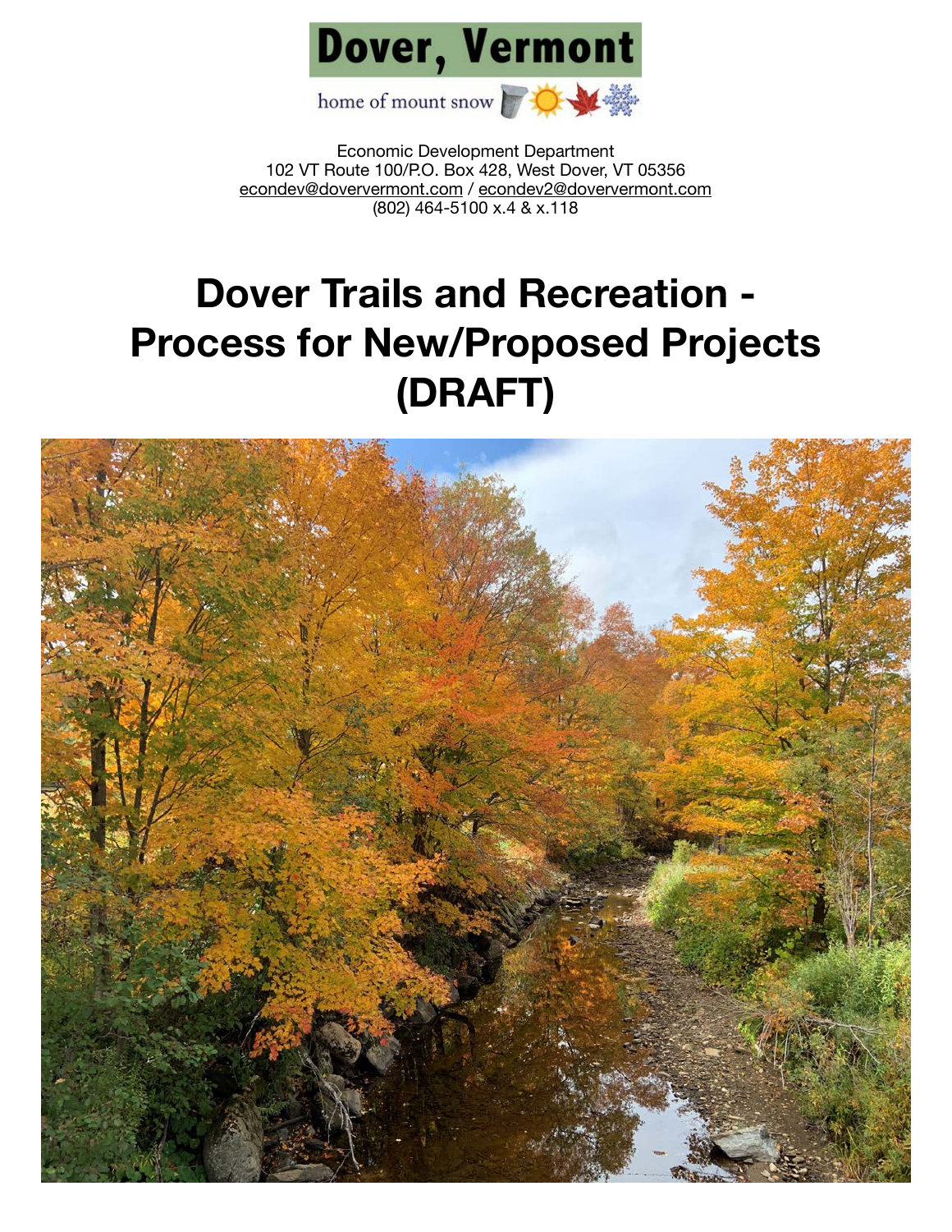# Dover, Vermont

home of mount snow

Economic Development Department
102 VT Route 100/P.O. Box 428, West Dover, VT 05356
econdev@doververmont.com / econdev2@doververmont.com
(802) 464-5100 x.4 & x.118

# Dover Trails and Recreation - Process for New/Proposed Projects (DRAFT)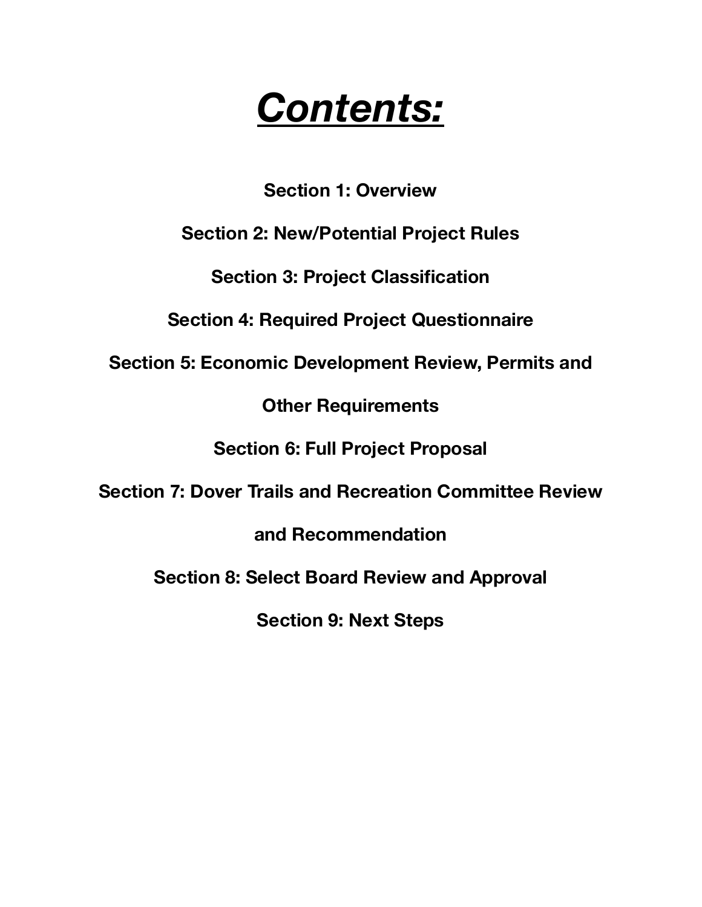# ***Contents:***

**Section 1: Overview**

**Section 2: New/Potential Project Rules**

**Section 3: Project Classification**

**Section 4: Required Project Questionnaire**

**Section 5: Economic Development Review, Permits and Other Requirements**

**Section 6: Full Project Proposal**

**Section 7: Dover Trails and Recreation Committee Review and Recommendation**

**Section 8: Select Board Review and Approval**

**Section 9: Next Steps**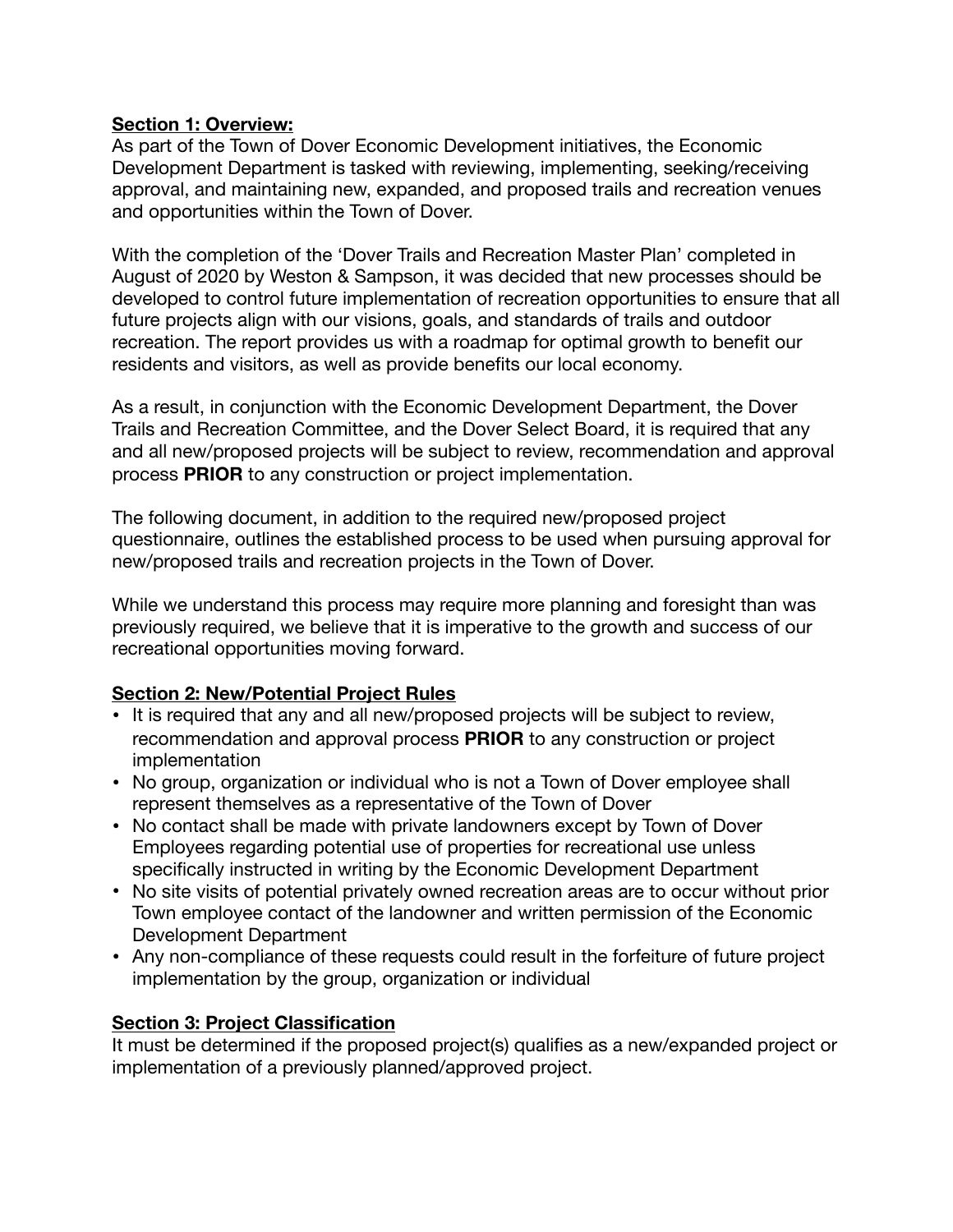**Section 1: Overview:**

As part of the Town of Dover Economic Development initiatives, the Economic Development Department is tasked with reviewing, implementing, seeking/receiving approval, and maintaining new, expanded, and proposed trails and recreation venues and opportunities within the Town of Dover.

With the completion of the 'Dover Trails and Recreation Master Plan' completed in August of 2020 by Weston & Sampson, it was decided that new processes should be developed to control future implementation of recreation opportunities to ensure that all future projects align with our visions, goals, and standards of trails and outdoor recreation. The report provides us with a roadmap for optimal growth to benefit our residents and visitors, as well as provide benefits our local economy.

As a result, in conjunction with the Economic Development Department, the Dover Trails and Recreation Committee, and the Dover Select Board, it is required that any and all new/proposed projects will be subject to review, recommendation and approval process **PRIOR** to any construction or project implementation.

The following document, in addition to the required new/proposed project questionnaire, outlines the established process to be used when pursuing approval for new/proposed trails and recreation projects in the Town of Dover.

While we understand this process may require more planning and foresight than was previously required, we believe that it is imperative to the growth and success of our recreational opportunities moving forward.

**Section 2: New/Potential Project Rules**

- It is required that any and all new/proposed projects will be subject to review, recommendation and approval process **PRIOR** to any construction or project implementation
- No group, organization or individual who is not a Town of Dover employee shall represent themselves as a representative of the Town of Dover
- No contact shall be made with private landowners except by Town of Dover Employees regarding potential use of properties for recreational use unless specifically instructed in writing by the Economic Development Department
- No site visits of potential privately owned recreation areas are to occur without prior Town employee contact of the landowner and written permission of the Economic Development Department
- Any non-compliance of these requests could result in the forfeiture of future project implementation by the group, organization or individual

**Section 3: Project Classification**

It must be determined if the proposed project(s) qualifies as a new/expanded project or implementation of a previously planned/approved project.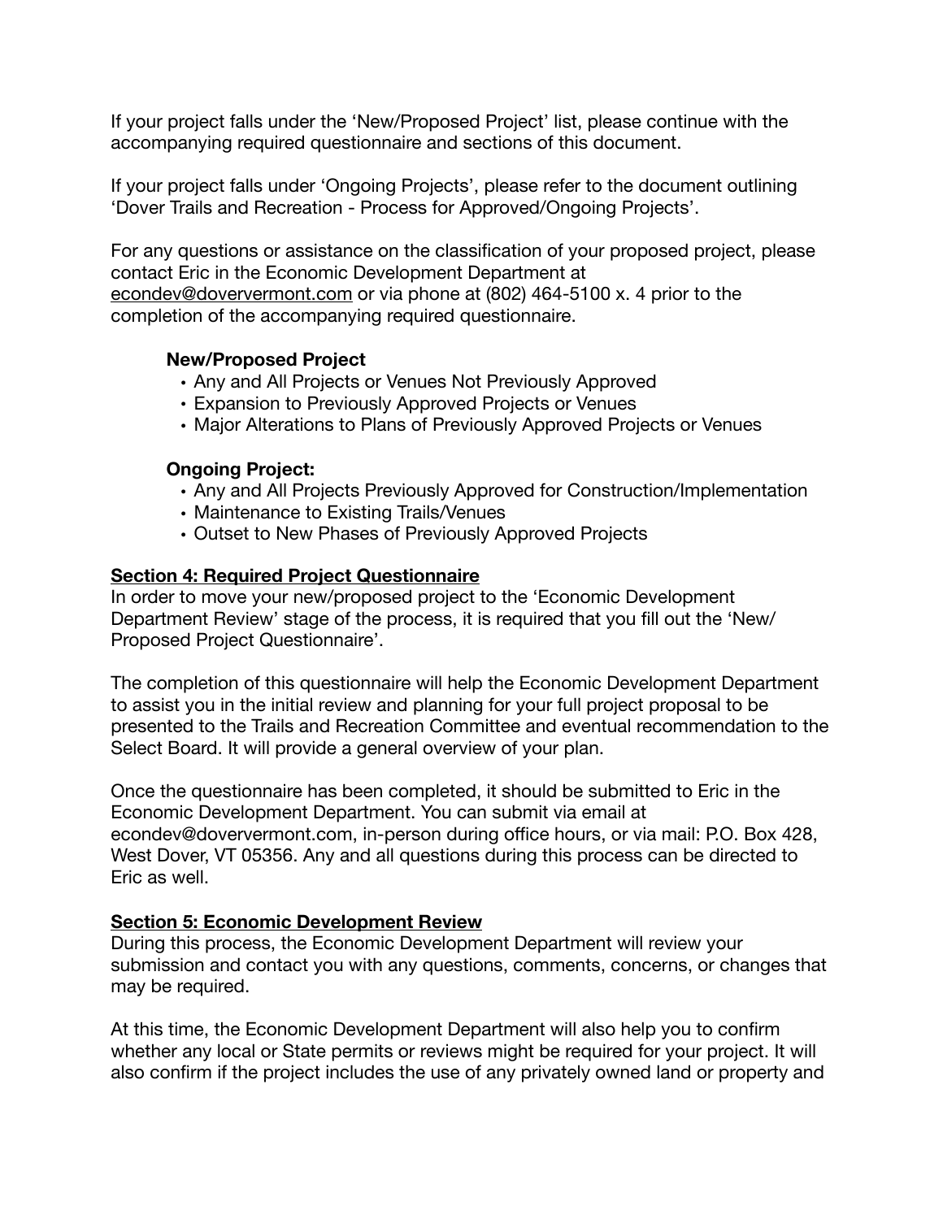If your project falls under the ‘New/Proposed Project’ list, please continue with the accompanying required questionnaire and sections of this document.

If your project falls under ‘Ongoing Projects’, please refer to the document outlining ‘Dover Trails and Recreation - Process for Approved/Ongoing Projects’.

For any questions or assistance on the classification of your proposed project, please contact Eric in the Economic Development Department at econdev@doververmont.com or via phone at (802) 464-5100 x. 4 prior to the completion of the accompanying required questionnaire.

**New/Proposed Project**

- Any and All Projects or Venues Not Previously Approved
- Expansion to Previously Approved Projects or Venues
- Major Alterations to Plans of Previously Approved Projects or Venues

**Ongoing Project:**

- Any and All Projects Previously Approved for Construction/Implementation
- Maintenance to Existing Trails/Venues
- Outset to New Phases of Previously Approved Projects

## Section 4: Required Project Questionnaire

In order to move your new/proposed project to the ‘Economic Development Department Review’ stage of the process, it is required that you fill out the ‘New/Proposed Project Questionnaire’.

The completion of this questionnaire will help the Economic Development Department to assist you in the initial review and planning for your full project proposal to be presented to the Trails and Recreation Committee and eventual recommendation to the Select Board. It will provide a general overview of your plan.

Once the questionnaire has been completed, it should be submitted to Eric in the Economic Development Department. You can submit via email at econdev@doververmont.com, in-person during office hours, or via mail: P.O. Box 428, West Dover, VT 05356. Any and all questions during this process can be directed to Eric as well.

## Section 5: Economic Development Review

During this process, the Economic Development Department will review your submission and contact you with any questions, comments, concerns, or changes that may be required.

At this time, the Economic Development Department will also help you to confirm whether any local or State permits or reviews might be required for your project. It will also confirm if the project includes the use of any privately owned land or property and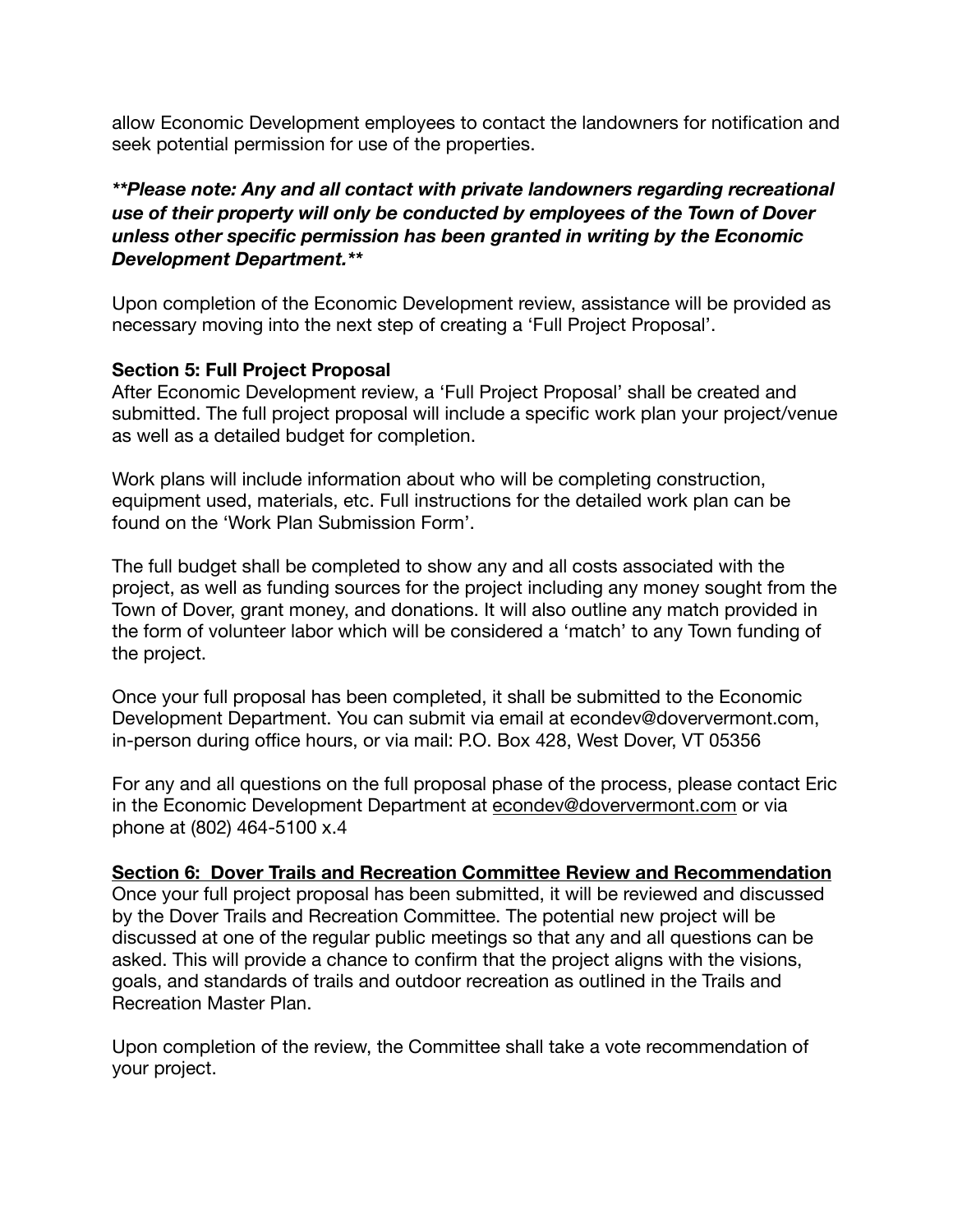allow Economic Development employees to contact the landowners for notification and seek potential permission for use of the properties.

***\*\*Please note: Any and all contact with private landowners regarding recreational use of their property will only be conducted by employees of the Town of Dover unless other specific permission has been granted in writing by the Economic Development Department.\*\****

Upon completion of the Economic Development review, assistance will be provided as necessary moving into the next step of creating a 'Full Project Proposal'.

**Section 5: Full Project Proposal**

After Economic Development review, a 'Full Project Proposal' shall be created and submitted. The full project proposal will include a specific work plan your project/venue as well as a detailed budget for completion.

Work plans will include information about who will be completing construction, equipment used, materials, etc. Full instructions for the detailed work plan can be found on the 'Work Plan Submission Form'.

The full budget shall be completed to show any and all costs associated with the project, as well as funding sources for the project including any money sought from the Town of Dover, grant money, and donations. It will also outline any match provided in the form of volunteer labor which will be considered a 'match' to any Town funding of the project.

Once your full proposal has been completed, it shall be submitted to the Economic Development Department. You can submit via email at econdev@doververmont.com, in-person during office hours, or via mail: P.O. Box 428, West Dover, VT 05356

For any and all questions on the full proposal phase of the process, please contact Eric in the Economic Development Department at econdev@doververmont.com or via phone at (802) 464-5100 x.4

**Section 6: Dover Trails and Recreation Committee Review and Recommendation**

Once your full project proposal has been submitted, it will be reviewed and discussed by the Dover Trails and Recreation Committee. The potential new project will be discussed at one of the regular public meetings so that any and all questions can be asked. This will provide a chance to confirm that the project aligns with the visions, goals, and standards of trails and outdoor recreation as outlined in the Trails and Recreation Master Plan.

Upon completion of the review, the Committee shall take a vote recommendation of your project.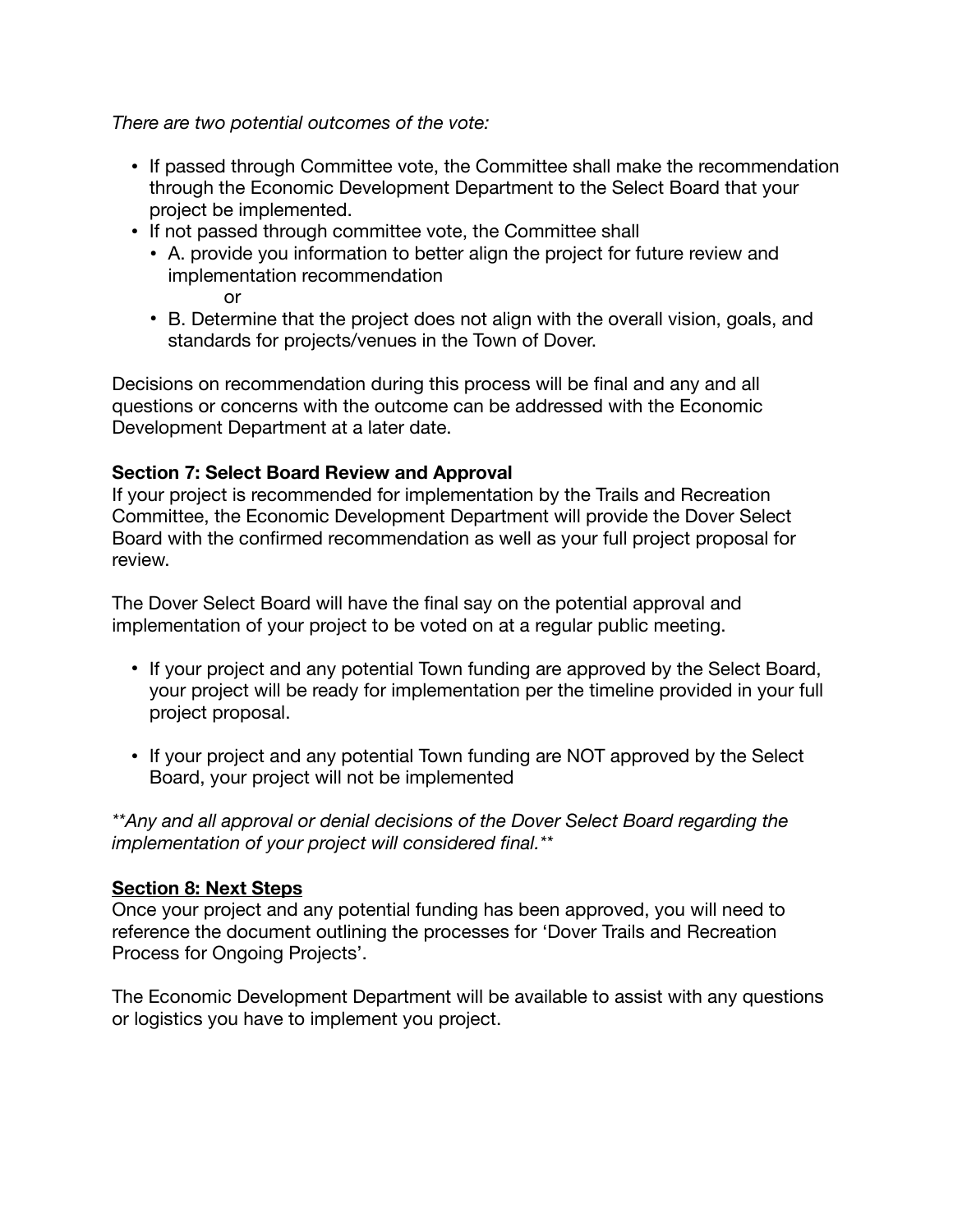*There are two potential outcomes of the vote:*

- If passed through Committee vote, the Committee shall make the recommendation through the Economic Development Department to the Select Board that your project be implemented.
- If not passed through committee vote, the Committee shall
  - A. provide you information to better align the project for future review and implementation recommendation
    
    or
  - B. Determine that the project does not align with the overall vision, goals, and standards for projects/venues in the Town of Dover.

Decisions on recommendation during this process will be final and any and all questions or concerns with the outcome can be addressed with the Economic Development Department at a later date.

**Section 7: Select Board Review and Approval**
If your project is recommended for implementation by the Trails and Recreation Committee, the Economic Development Department will provide the Dover Select Board with the confirmed recommendation as well as your full project proposal for review.

The Dover Select Board will have the final say on the potential approval and implementation of your project to be voted on at a regular public meeting.

- If your project and any potential Town funding are approved by the Select Board, your project will be ready for implementation per the timeline provided in your full project proposal.

- If your project and any potential Town funding are NOT approved by the Select Board, your project will not be implemented

*\*\*Any and all approval or denial decisions of the Dover Select Board regarding the implementation of your project will considered final.\*\**

**<u>Section 8: Next Steps</u>**
Once your project and any potential funding has been approved, you will need to reference the document outlining the processes for 'Dover Trails and Recreation Process for Ongoing Projects'.

The Economic Development Department will be available to assist with any questions or logistics you have to implement you project.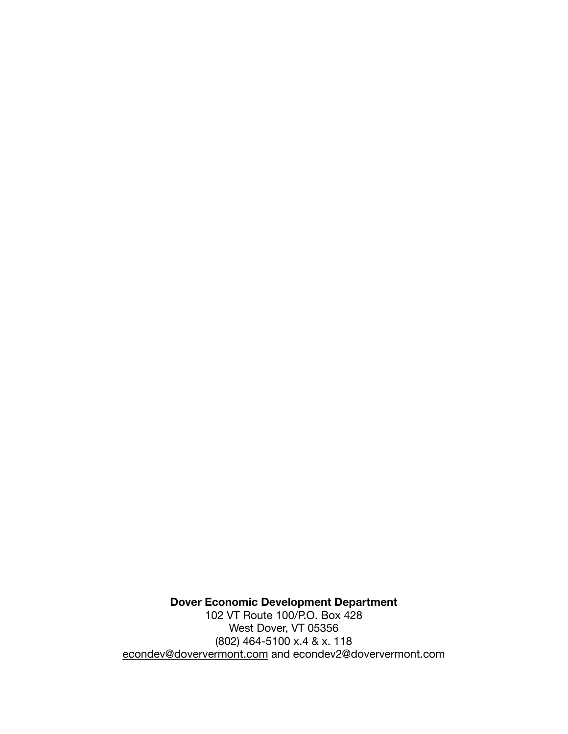**Dover Economic Development Department**
102 VT Route 100/P.O. Box 428
West Dover, VT 05356
(802) 464-5100 x.4 & x. 118
econdev@doververmont.com and econdev2@doververmont.com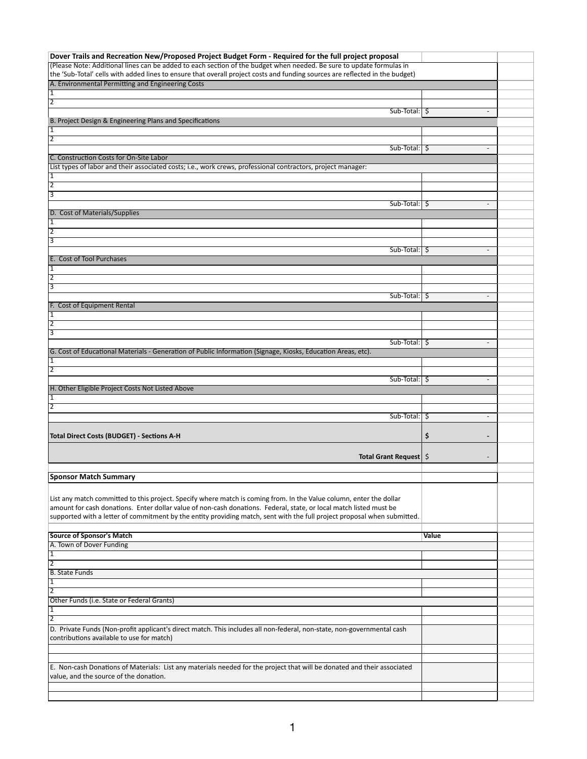| Dover Trails and Recreation New/Proposed Project Budget Form - Required for the full project proposal | |
|---|---|
| (Please Note: Additional lines can be added to each section of the budget when needed. Be sure to update formulas in the 'Sub-Total' cells with added lines to ensure that overall project costs and funding sources are reflected in the budget) | |
| A. Environmental Permitting and Engineering Costs | |
| 1 | |
| 2 | |
| Sub-Total: | $ - |
| B. Project Design & Engineering Plans and Specifications | |
| 1 | |
| 2 | |
| Sub-Total: | $ - |
| C. Construction Costs for On-Site Labor | |
| List types of labor and their associated costs; i.e., work crews, professional contractors, project manager: | |
| 1 | |
| 2 | |
| 3 | |
| Sub-Total: | $ - |
| D. Cost of Materials/Supplies | |
| 1 | |
| 2 | |
| 3 | |
| Sub-Total: | $ - |
| E. Cost of Tool Purchases | |
| 1 | |
| 2 | |
| 3 | |
| Sub-Total: | $ - |
| F. Cost of Equipment Rental | |
| 1 | |
| 2 | |
| 3 | |
| Sub-Total: | $ - |
| G. Cost of Educational Materials - Generation of Public Information (Signage, Kiosks, Education Areas, etc). | |
| 1 | |
| 2 | |
| Sub-Total: | $ - |
| H. Other Eligible Project Costs Not Listed Above | |
| 1 | |
| 2 | |
| Sub-Total: | $ - |
| **Total Direct Costs (BUDGET) - Sections A-H** | **$ -** |
| **Total Grant Request** | $ - |

| **Sponsor Match Summary** | |
|---|---|
| List any match committed to this project. Specify where match is coming from. In the Value column, enter the dollar amount for cash donations. Enter dollar value of non-cash donations. Federal, state, or local match listed must be supported with a letter of commitment by the entity providing match, sent with the full project proposal when submitted. | |
| **Source of Sponsor's Match** | **Value** |
| A. Town of Dover Funding | |
| 1 | |
| 2 | |
| B. State Funds | |
| 1 | |
| 2 | |
| Other Funds (i.e. State or Federal Grants) | |
| 1 | |
| 2 | |
| D. Private Funds (Non-profit applicant's direct match. This includes all non-federal, non-state, non-governmental cash contributions available to use for match) | |
| | |
| | |
| E. Non-cash Donations of Materials: List any materials needed for the project that will be donated and their associated value, and the source of the donation. | |
| | |
| | |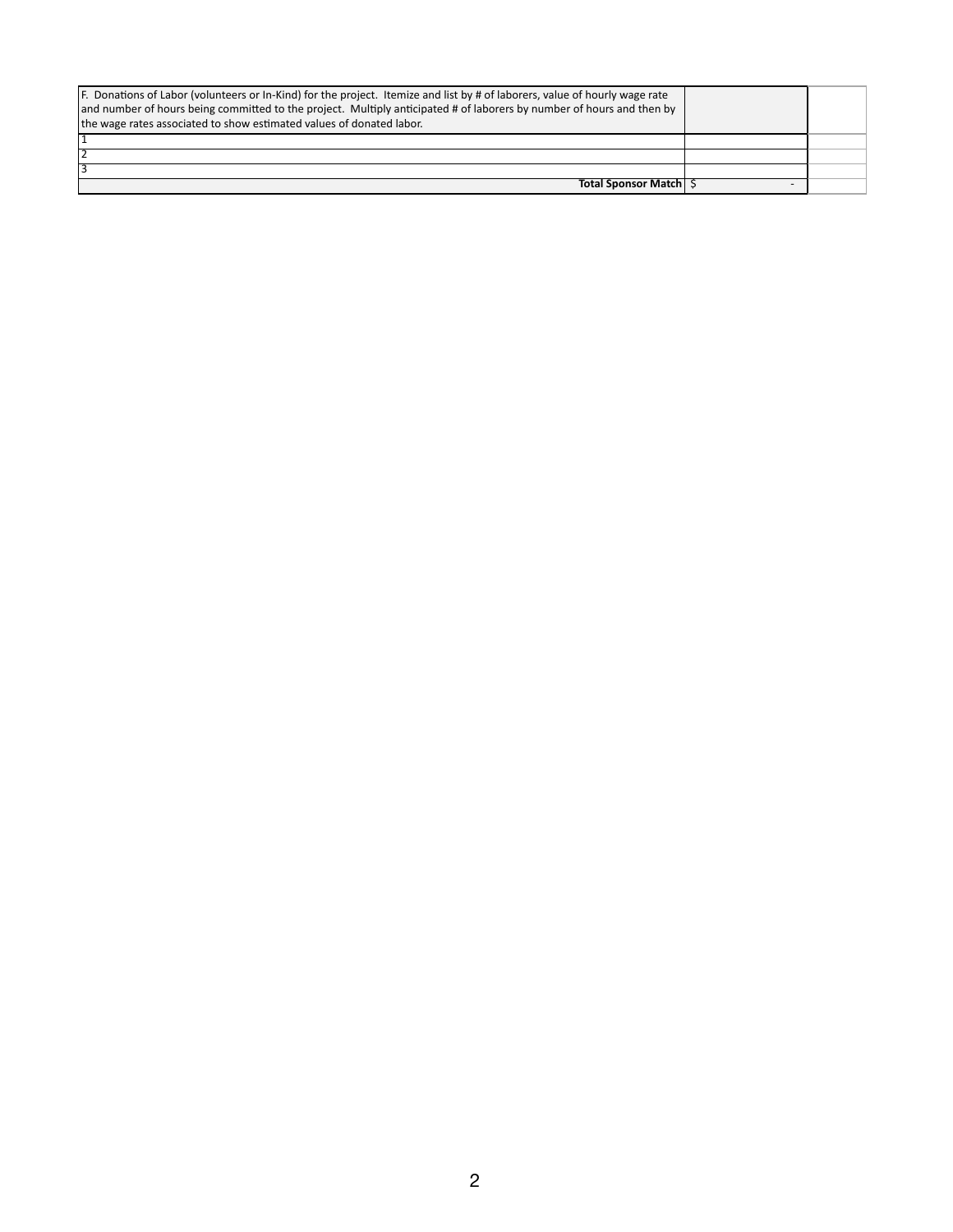| F. Donations of Labor (volunteers or In-Kind) for the project. Itemize and list by # of laborers, value of hourly wage rate and number of hours being committed to the project. Multiply anticipated # of laborers by number of hours and then by the wage rates associated to show estimated values of donated labor. | | |
|---|---|---|
| 1 | | |
| 2 | | |
| 3 | | |
| **Total Sponsor Match** | $ - | |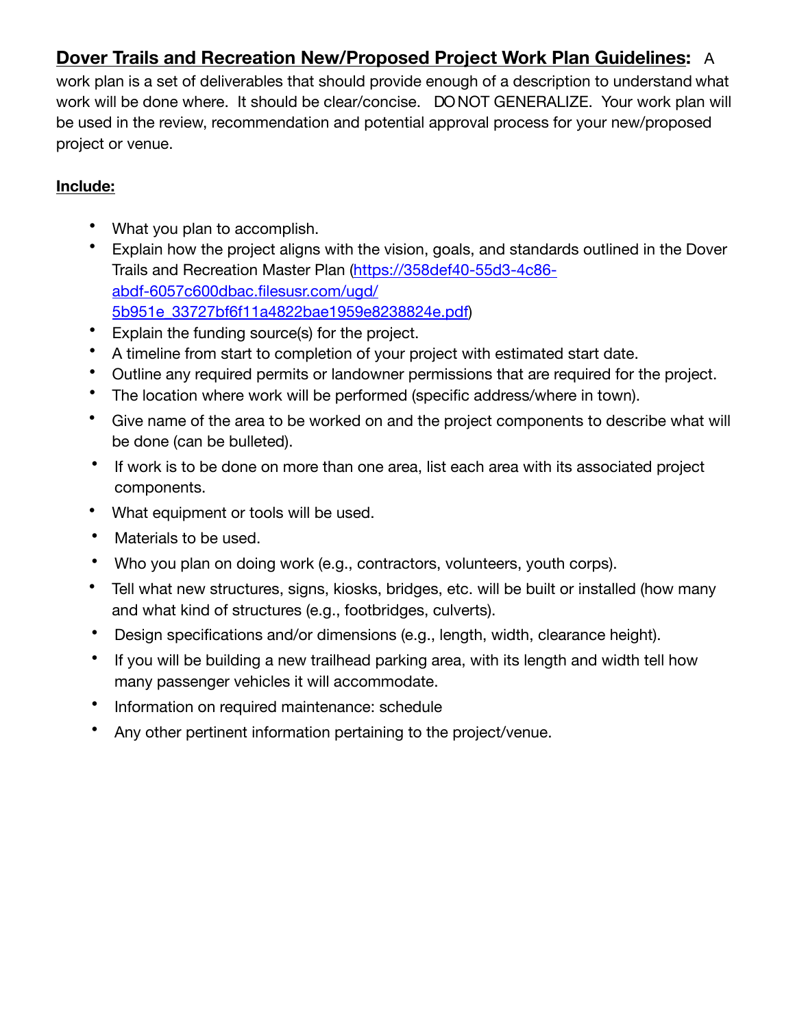**Dover Trails and Recreation New/Proposed Project Work Plan Guidelines:** A work plan is a set of deliverables that should provide enough of a description to understand what work will be done where. It should be clear/concise. DO NOT GENERALIZE. Your work plan will be used in the review, recommendation and potential approval process for your new/proposed project or venue.

**Include:**

- What you plan to accomplish.
- Explain how the project aligns with the vision, goals, and standards outlined in the Dover Trails and Recreation Master Plan (https://358def40-55d3-4c86-abdf-6057c600dbac.filesusr.com/ugd/5b951e_33727bf6f11a4822bae1959e8238824e.pdf)
- Explain the funding source(s) for the project.
- A timeline from start to completion of your project with estimated start date.
- Outline any required permits or landowner permissions that are required for the project.
- The location where work will be performed (specific address/where in town).
- Give name of the area to be worked on and the project components to describe what will be done (can be bulleted).
- If work is to be done on more than one area, list each area with its associated project components.
- What equipment or tools will be used.
- Materials to be used.
- Who you plan on doing work (e.g., contractors, volunteers, youth corps).
- Tell what new structures, signs, kiosks, bridges, etc. will be built or installed (how many and what kind of structures (e.g., footbridges, culverts).
- Design specifications and/or dimensions (e.g., length, width, clearance height).
- If you will be building a new trailhead parking area, with its length and width tell how many passenger vehicles it will accommodate.
- Information on required maintenance: schedule
- Any other pertinent information pertaining to the project/venue.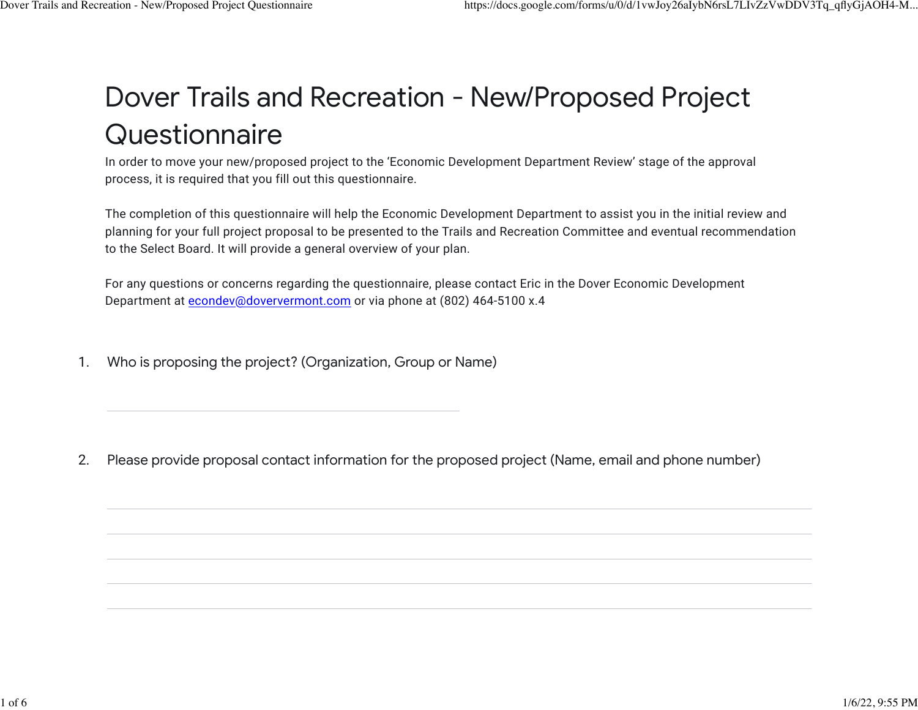# Dover Trails and Recreation - New/Proposed Project Questionnaire

In order to move your new/proposed project to the 'Economic Development Department Review' stage of the approval process, it is required that you fill out this questionnaire.

The completion of this questionnaire will help the Economic Development Department to assist you in the initial review and planning for your full project proposal to be presented to the Trails and Recreation Committee and eventual recommendation to the Select Board. It will provide a general overview of your plan.

For any questions or concerns regarding the questionnaire, please contact Eric in the Dover Economic Development Department at econdev@doververmont.com or via phone at (802) 464-5100 x.4

1. Who is proposing the project? (Organization, Group or Name)

_______________________________________________

2. Please provide proposal contact information for the proposed project (Name, email and phone number)

_______________________________________________

_______________________________________________

_______________________________________________

_______________________________________________

_______________________________________________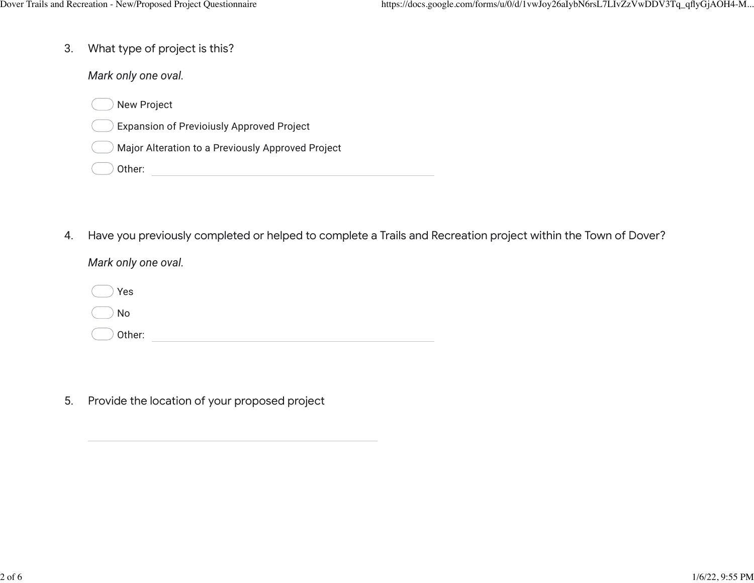3. What type of project is this?

   *Mark only one oval.*

   - ( ) New Project
   - ( ) Expansion of Previoiusly Approved Project
   - ( ) Major Alteration to a Previously Approved Project
   - ( ) Other: ____________________

4. Have you previously completed or helped to complete a Trails and Recreation project within the Town of Dover?

   *Mark only one oval.*

   - ( ) Yes
   - ( ) No
   - ( ) Other: ____________________

5. Provide the location of your proposed project

   ____________________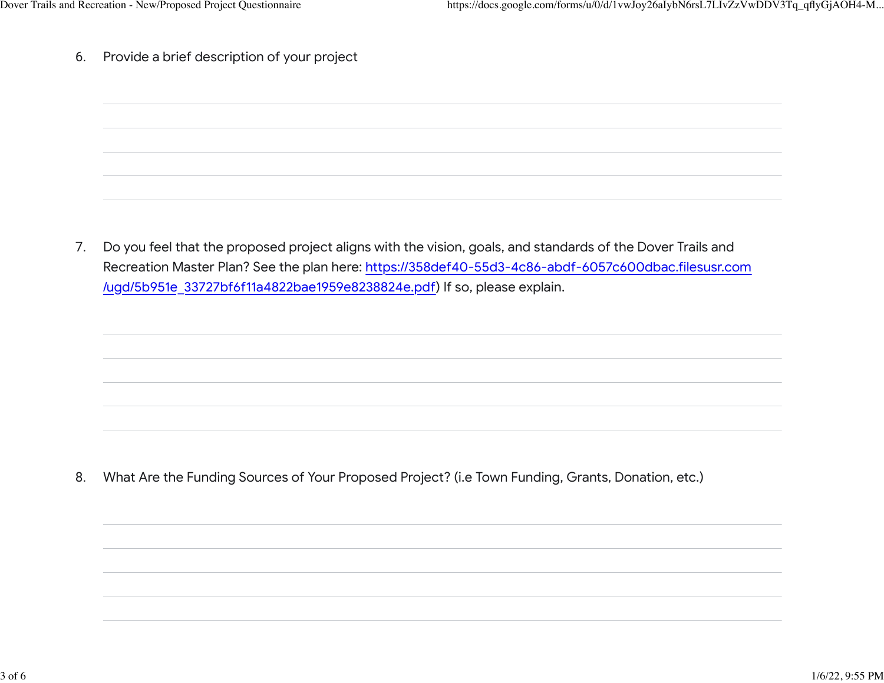6. Provide a brief description of your project

7. Do you feel that the proposed project aligns with the vision, goals, and standards of the Dover Trails and Recreation Master Plan? See the plan here: [https://358def40-55d3-4c86-abdf-6057c600dbac.filesusr.com/ugd/5b951e_33727bf6f11a4822bae1959e8238824e.pdf](https://358def40-55d3-4c86-abdf-6057c600dbac.filesusr.com/ugd/5b951e_33727bf6f11a4822bae1959e8238824e.pdf)) If so, please explain.

8. What Are the Funding Sources of Your Proposed Project? (i.e Town Funding, Grants, Donation, etc.)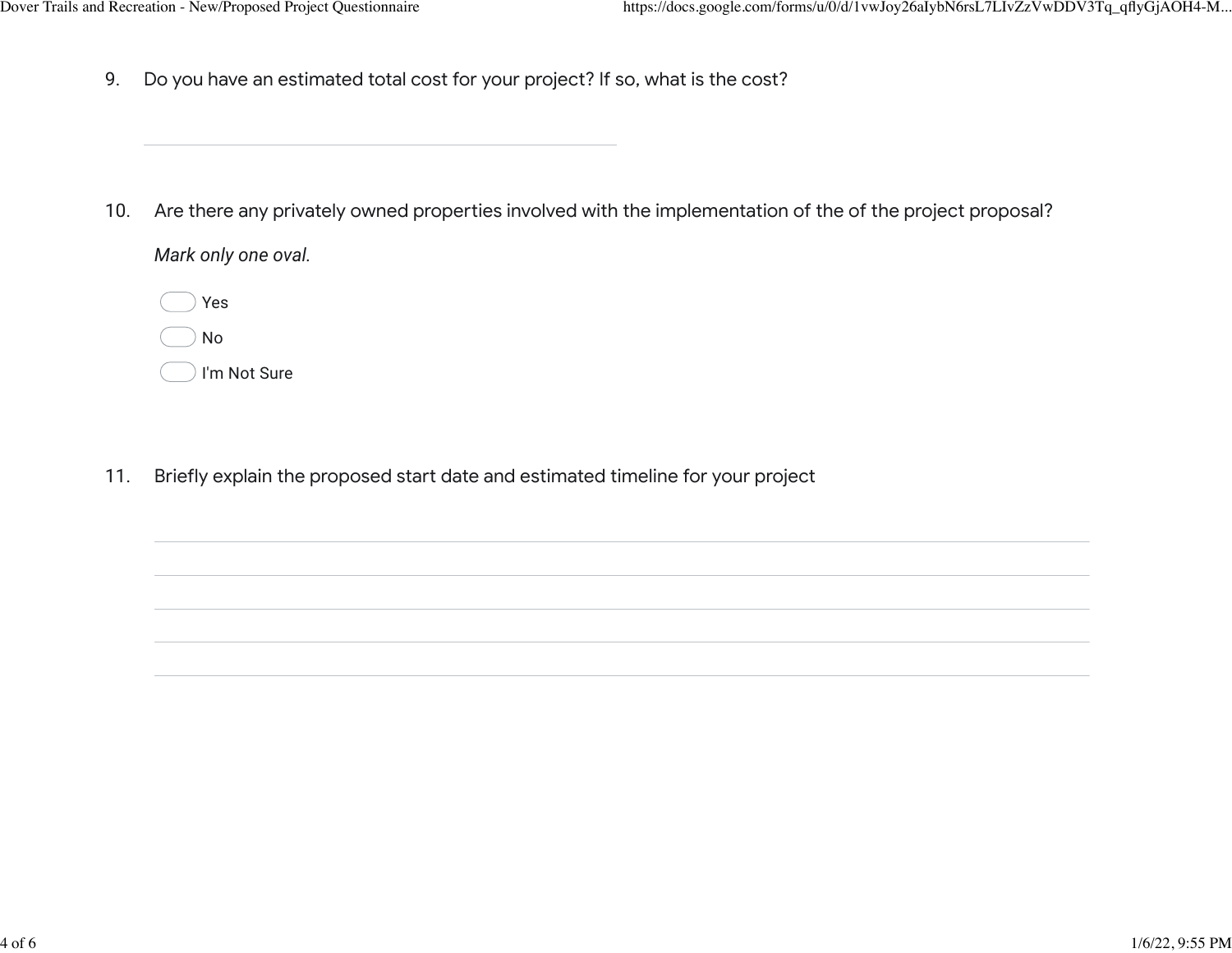9. Do you have an estimated total cost for your project? If so, what is the cost?

\_\_\_\_\_\_\_\_\_\_\_\_\_\_\_\_\_\_\_\_\_\_\_\_\_\_\_\_\_\_\_\_\_\_\_\_\_\_\_\_

10. Are there any privately owned properties involved with the implementation of the of the project proposal?

*Mark only one oval.*

- ( ) Yes
- ( ) No
- ( ) I'm Not Sure

11. Briefly explain the proposed start date and estimated timeline for your project

\_\_\_\_\_\_\_\_\_\_\_\_\_\_\_\_\_\_\_\_\_\_\_\_\_\_\_\_\_\_\_\_\_\_\_\_\_\_\_\_\_\_\_\_\_\_\_\_\_\_\_\_\_\_\_\_\_\_\_\_\_\_\_\_\_\_\_\_\_\_\_\_\_\_\_\_\_\_

\_\_\_\_\_\_\_\_\_\_\_\_\_\_\_\_\_\_\_\_\_\_\_\_\_\_\_\_\_\_\_\_\_\_\_\_\_\_\_\_\_\_\_\_\_\_\_\_\_\_\_\_\_\_\_\_\_\_\_\_\_\_\_\_\_\_\_\_\_\_\_\_\_\_\_\_\_\_

\_\_\_\_\_\_\_\_\_\_\_\_\_\_\_\_\_\_\_\_\_\_\_\_\_\_\_\_\_\_\_\_\_\_\_\_\_\_\_\_\_\_\_\_\_\_\_\_\_\_\_\_\_\_\_\_\_\_\_\_\_\_\_\_\_\_\_\_\_\_\_\_\_\_\_\_\_\_

\_\_\_\_\_\_\_\_\_\_\_\_\_\_\_\_\_\_\_\_\_\_\_\_\_\_\_\_\_\_\_\_\_\_\_\_\_\_\_\_\_\_\_\_\_\_\_\_\_\_\_\_\_\_\_\_\_\_\_\_\_\_\_\_\_\_\_\_\_\_\_\_\_\_\_\_\_\_

\_\_\_\_\_\_\_\_\_\_\_\_\_\_\_\_\_\_\_\_\_\_\_\_\_\_\_\_\_\_\_\_\_\_\_\_\_\_\_\_\_\_\_\_\_\_\_\_\_\_\_\_\_\_\_\_\_\_\_\_\_\_\_\_\_\_\_\_\_\_\_\_\_\_\_\_\_\_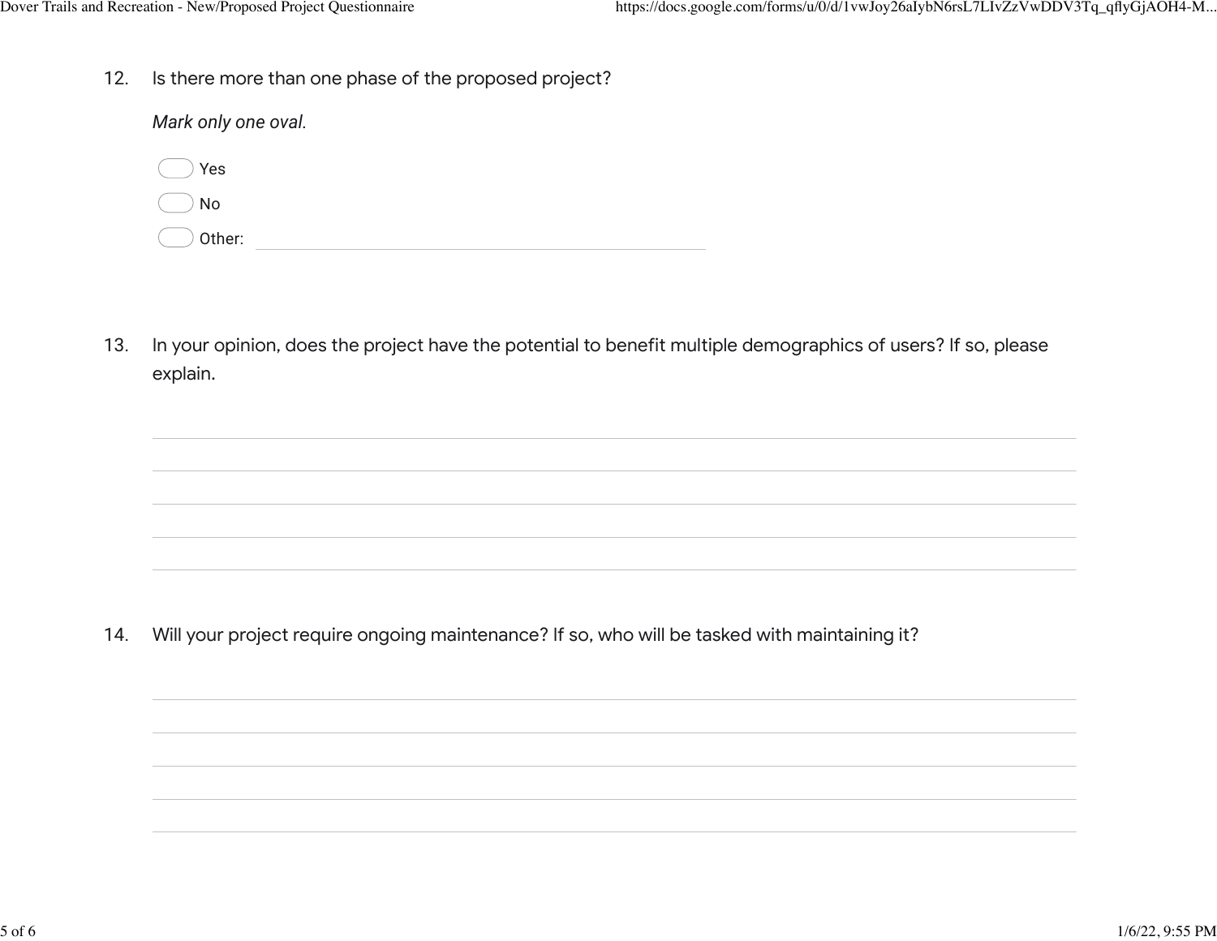12. Is there more than one phase of the proposed project?

    *Mark only one oval.*

    - ◯ Yes
    - ◯ No
    - ◯ Other: ____________________

13. In your opinion, does the project have the potential to benefit multiple demographics of users? If so, please explain.

    ____________________
    ____________________
    ____________________
    ____________________
    ____________________

14. Will your project require ongoing maintenance? If so, who will be tasked with maintaining it?

    ____________________
    ____________________
    ____________________
    ____________________
    ____________________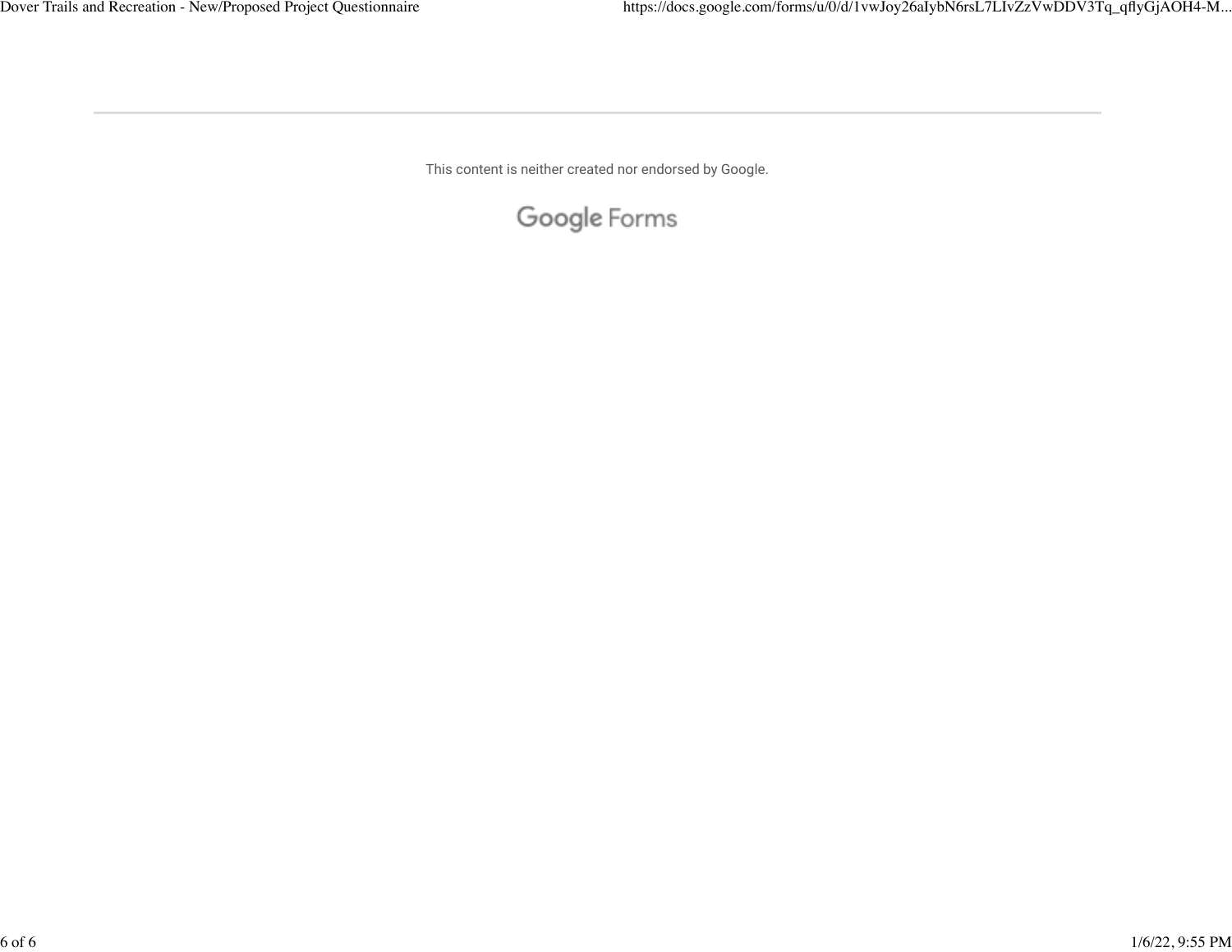This content is neither created nor endorsed by Google.

Google Forms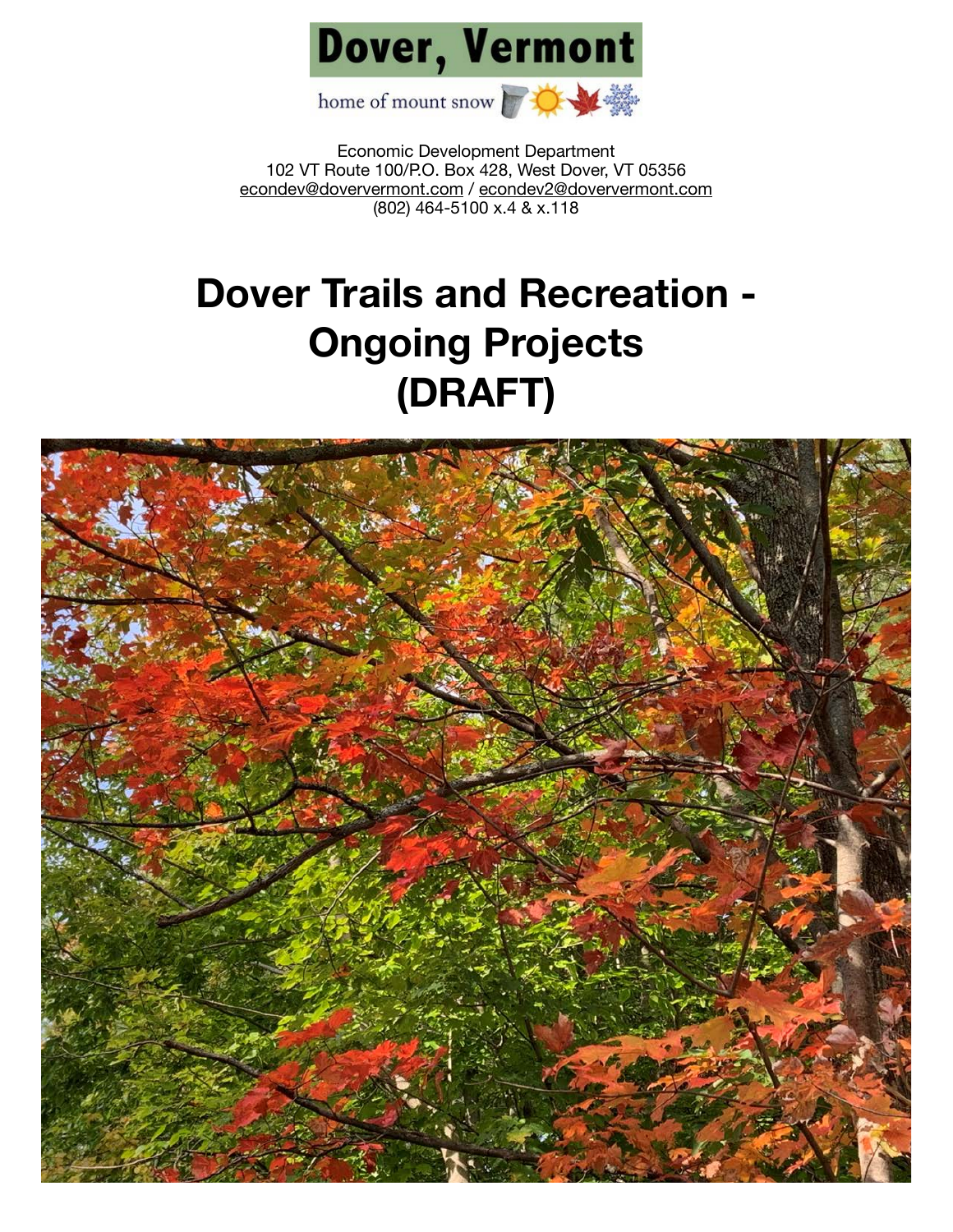**Dover, Vermont**

home of mount snow

Economic Development Department
102 VT Route 100/P.O. Box 428, West Dover, VT 05356
econdev@doververmont.com / econdev2@doververmont.com
(802) 464-5100 x.4 & x.118

# Dover Trails and Recreation - Ongoing Projects (DRAFT)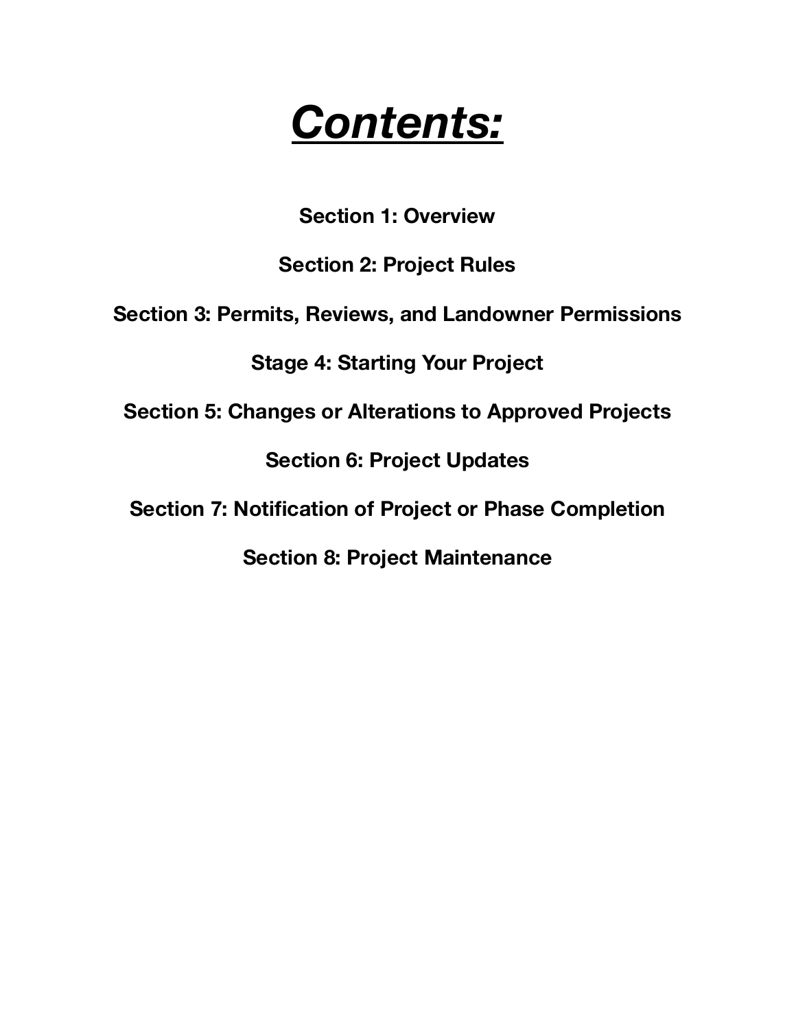# ***Contents:***

**Section 1: Overview**

**Section 2: Project Rules**

**Section 3: Permits, Reviews, and Landowner Permissions**

**Stage 4: Starting Your Project**

**Section 5: Changes or Alterations to Approved Projects**

**Section 6: Project Updates**

**Section 7: Notification of Project or Phase Completion**

**Section 8: Project Maintenance**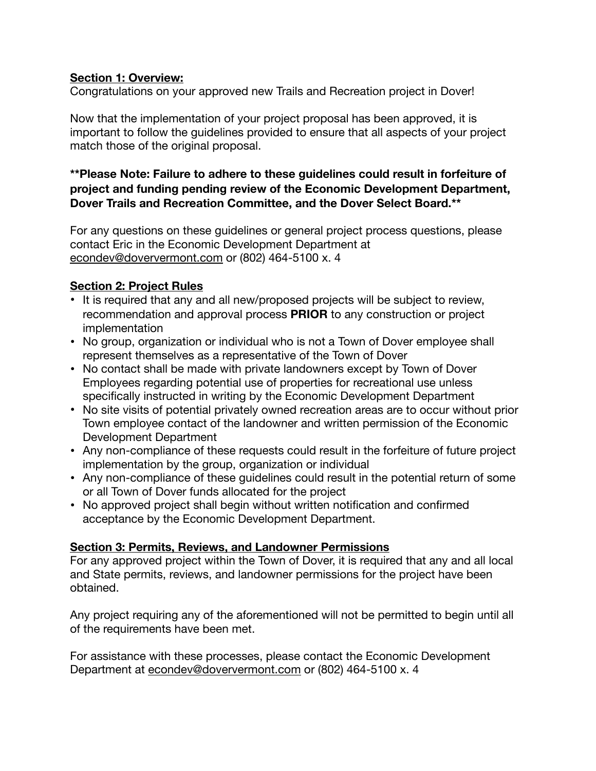## Section 1: Overview:

Congratulations on your approved new Trails and Recreation project in Dover!

Now that the implementation of your project proposal has been approved, it is important to follow the guidelines provided to ensure that all aspects of your project match those of the original proposal.

**\*\*Please Note: Failure to adhere to these guidelines could result in forfeiture of project and funding pending review of the Economic Development Department, Dover Trails and Recreation Committee, and the Dover Select Board.\*\***

For any questions on these guidelines or general project process questions, please contact Eric in the Economic Development Department at econdev@doververmont.com or (802) 464-5100 x. 4

## Section 2: Project Rules

- It is required that any and all new/proposed projects will be subject to review, recommendation and approval process **PRIOR** to any construction or project implementation
- No group, organization or individual who is not a Town of Dover employee shall represent themselves as a representative of the Town of Dover
- No contact shall be made with private landowners except by Town of Dover Employees regarding potential use of properties for recreational use unless specifically instructed in writing by the Economic Development Department
- No site visits of potential privately owned recreation areas are to occur without prior Town employee contact of the landowner and written permission of the Economic Development Department
- Any non-compliance of these requests could result in the forfeiture of future project implementation by the group, organization or individual
- Any non-compliance of these guidelines could result in the potential return of some or all Town of Dover funds allocated for the project
- No approved project shall begin without written notification and confirmed acceptance by the Economic Development Department.

## Section 3: Permits, Reviews, and Landowner Permissions

For any approved project within the Town of Dover, it is required that any and all local and State permits, reviews, and landowner permissions for the project have been obtained.

Any project requiring any of the aforementioned will not be permitted to begin until all of the requirements have been met.

For assistance with these processes, please contact the Economic Development Department at econdev@doververmont.com or (802) 464-5100 x. 4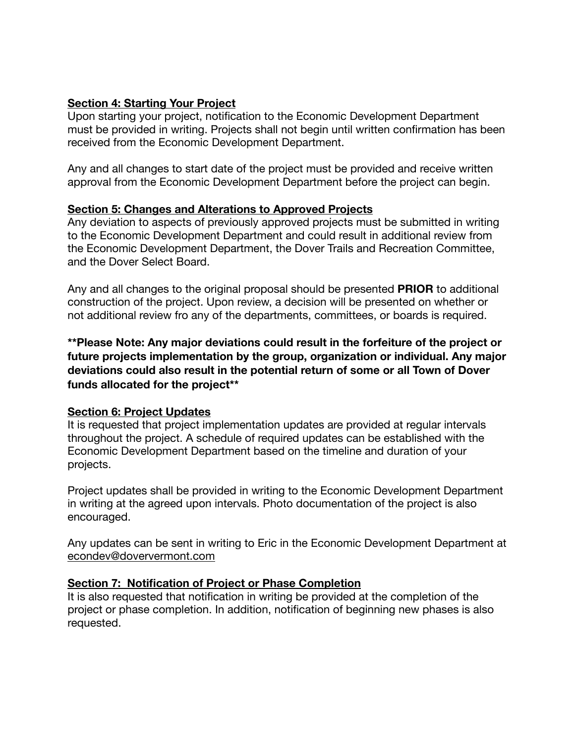**<u>Section 4: Starting Your Project</u>**

Upon starting your project, notification to the Economic Development Department must be provided in writing. Projects shall not begin until written confirmation has been received from the Economic Development Department.

Any and all changes to start date of the project must be provided and receive written approval from the Economic Development Department before the project can begin.

**<u>Section 5: Changes and Alterations to Approved Projects</u>**

Any deviation to aspects of previously approved projects must be submitted in writing to the Economic Development Department and could result in additional review from the Economic Development Department, the Dover Trails and Recreation Committee, and the Dover Select Board.

Any and all changes to the original proposal should be presented **PRIOR** to additional construction of the project. Upon review, a decision will be presented on whether or not additional review fro any of the departments, committees, or boards is required.

**\*\*Please Note: Any major deviations could result in the forfeiture of the project or future projects implementation by the group, organization or individual. Any major deviations could also result in the potential return of some or all Town of Dover funds allocated for the project\*\***

**<u>Section 6: Project Updates</u>**

It is requested that project implementation updates are provided at regular intervals throughout the project. A schedule of required updates can be established with the Economic Development Department based on the timeline and duration of your projects.

Project updates shall be provided in writing to the Economic Development Department in writing at the agreed upon intervals. Photo documentation of the project is also encouraged.

Any updates can be sent in writing to Eric in the Economic Development Department at econdev@doververmont.com

**<u>Section 7: Notification of Project or Phase Completion</u>**

It is also requested that notification in writing be provided at the completion of the project or phase completion. In addition, notification of beginning new phases is also requested.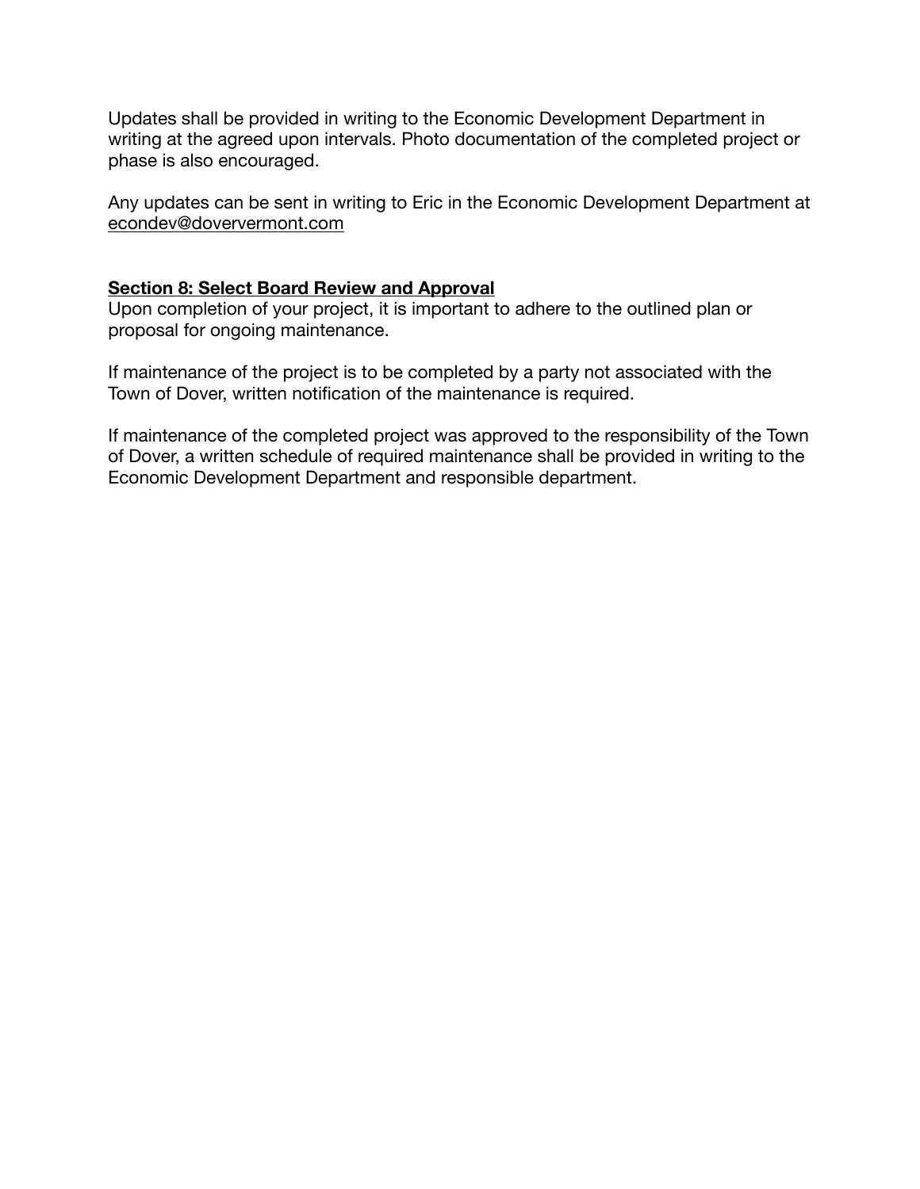Updates shall be provided in writing to the Economic Development Department in writing at the agreed upon intervals. Photo documentation of the completed project or phase is also encouraged.

Any updates can be sent in writing to Eric in the Economic Development Department at econdev@doververmont.com

**Section 8: Select Board Review and Approval**

Upon completion of your project, it is important to adhere to the outlined plan or proposal for ongoing maintenance.

If maintenance of the project is to be completed by a party not associated with the Town of Dover, written notification of the maintenance is required.

If maintenance of the completed project was approved to the responsibility of the Town of Dover, a written schedule of required maintenance shall be provided in writing to the Economic Development Department and responsible department.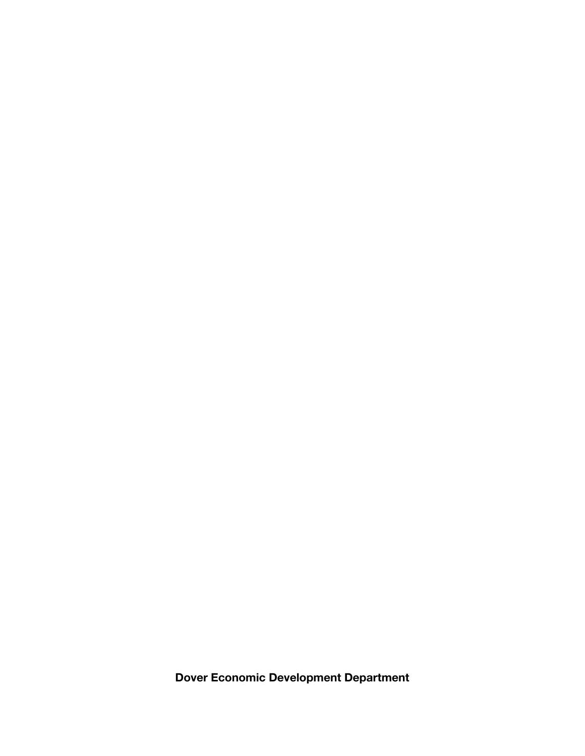**Dover Economic Development Department**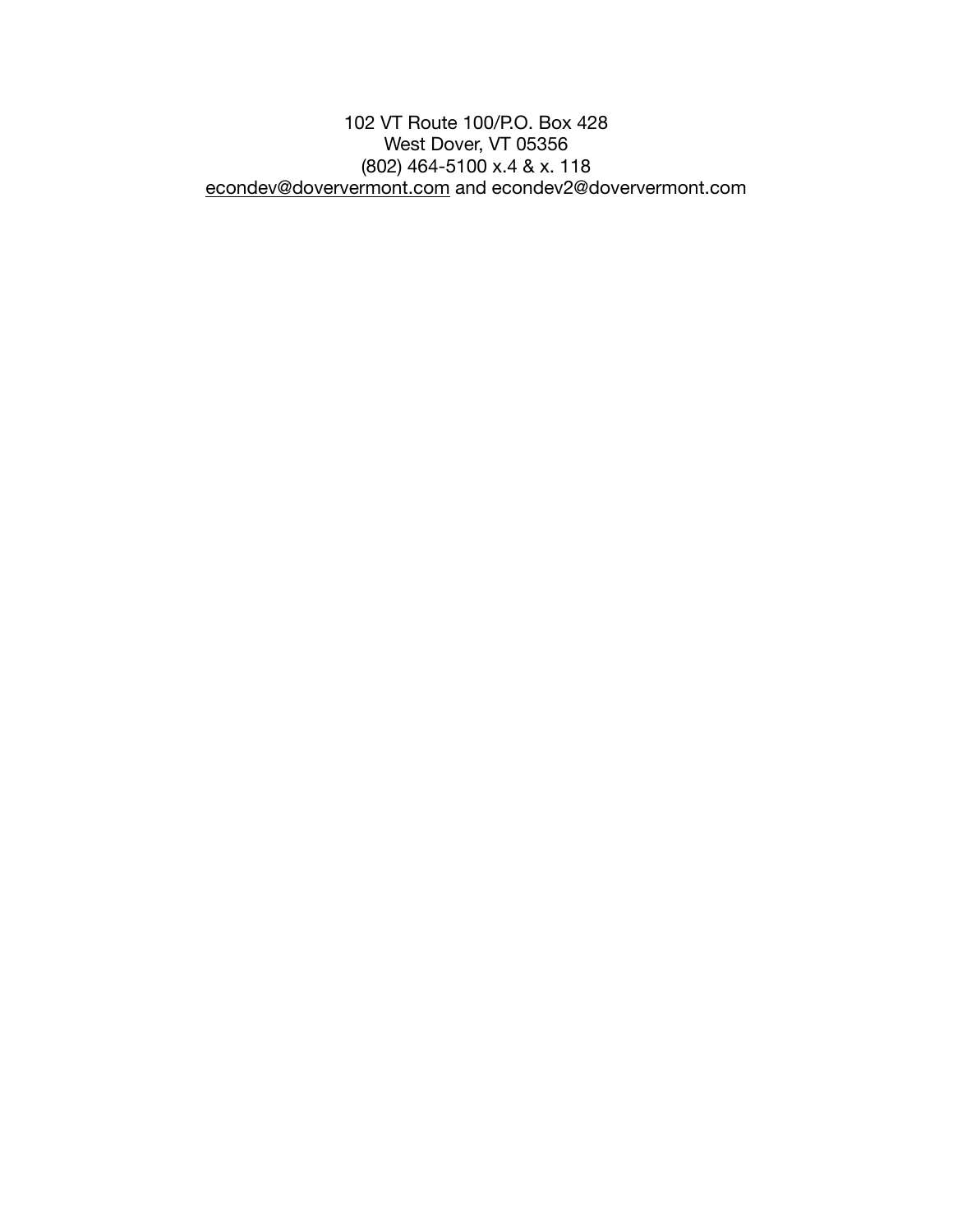102 VT Route 100/P.O. Box 428
West Dover, VT 05356
(802) 464-5100 x.4 & x. 118
econdev@doververmont.com and econdev2@doververmont.com